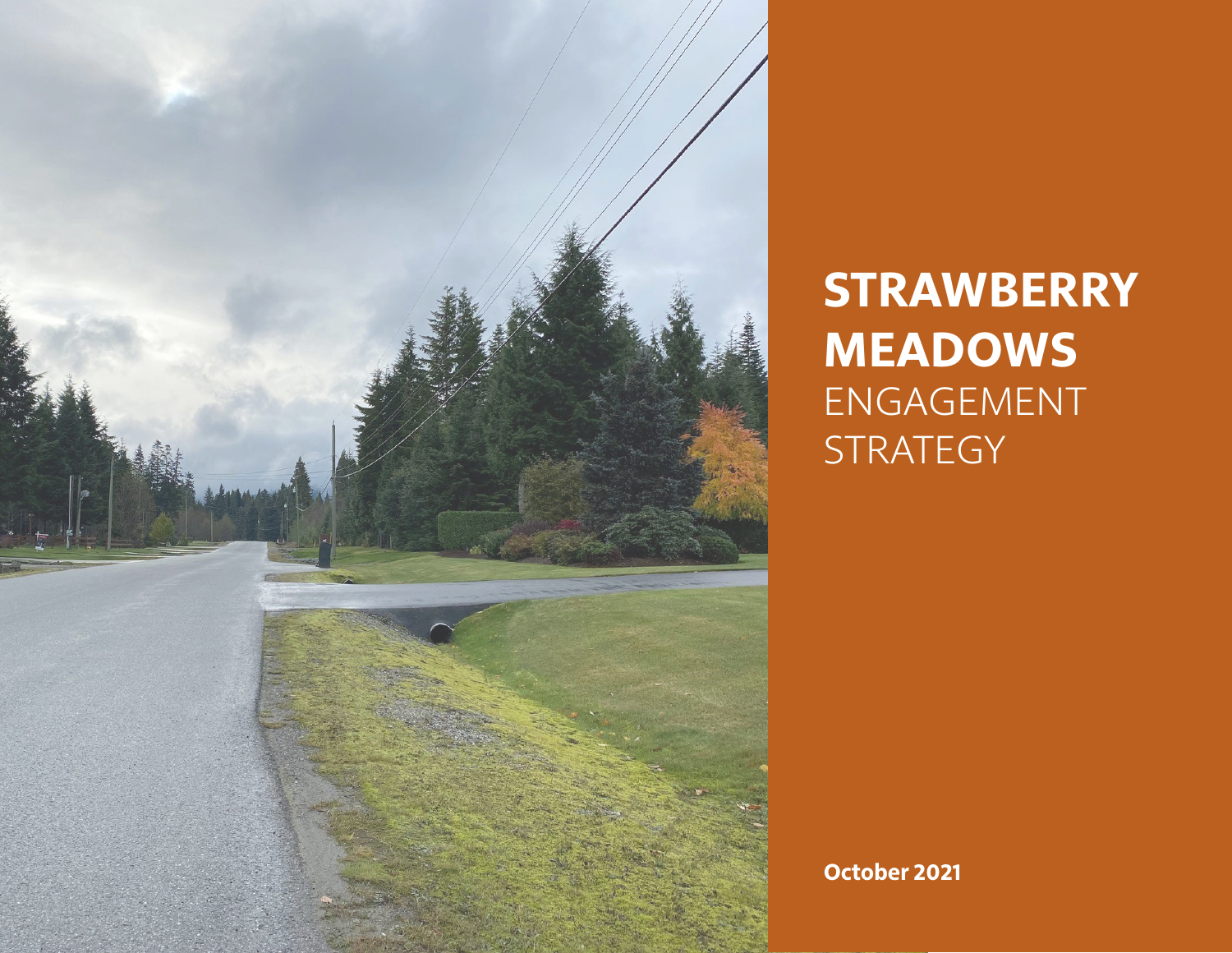# STRAWBERRY MEADOWS ENGAGEMENT STRATEGY

**October 2021**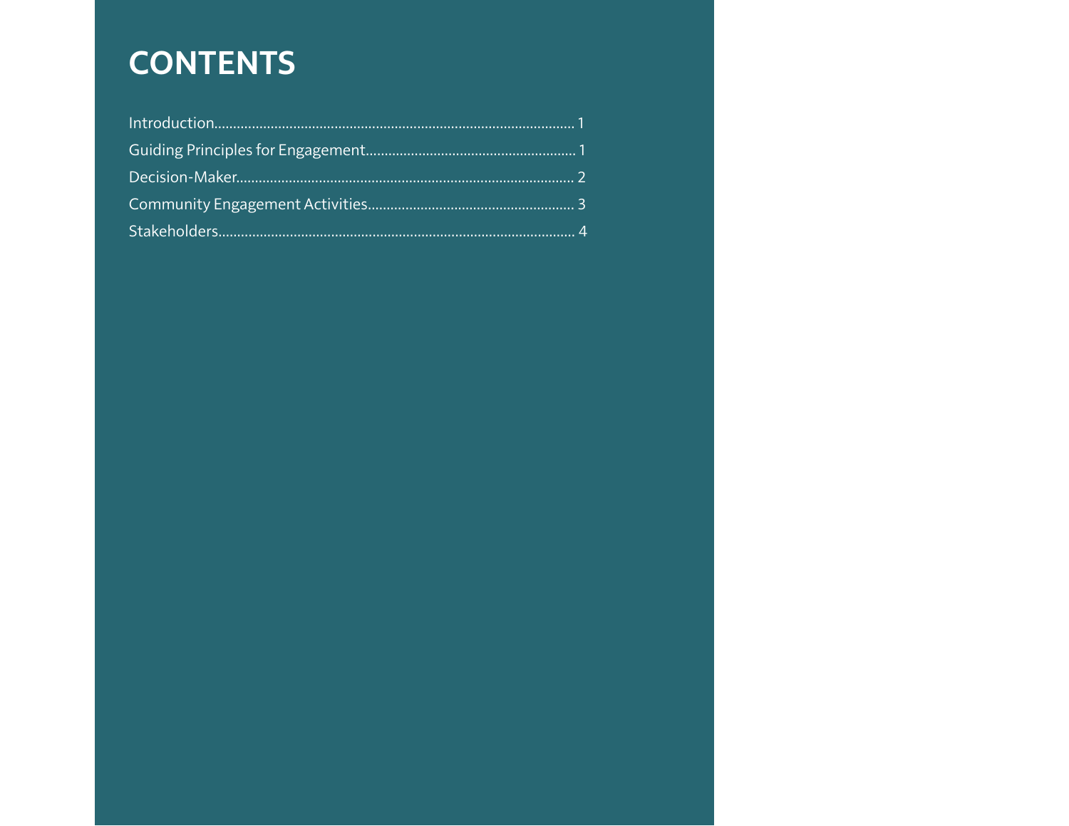# CONTENTS

Introduction............................................................................................... 1

Guiding Principles for Engagement........................................................ 1

Decision-Maker......................................................................................... 2

Community Engagement Activities....................................................... 3

Stakeholders.............................................................................................. 4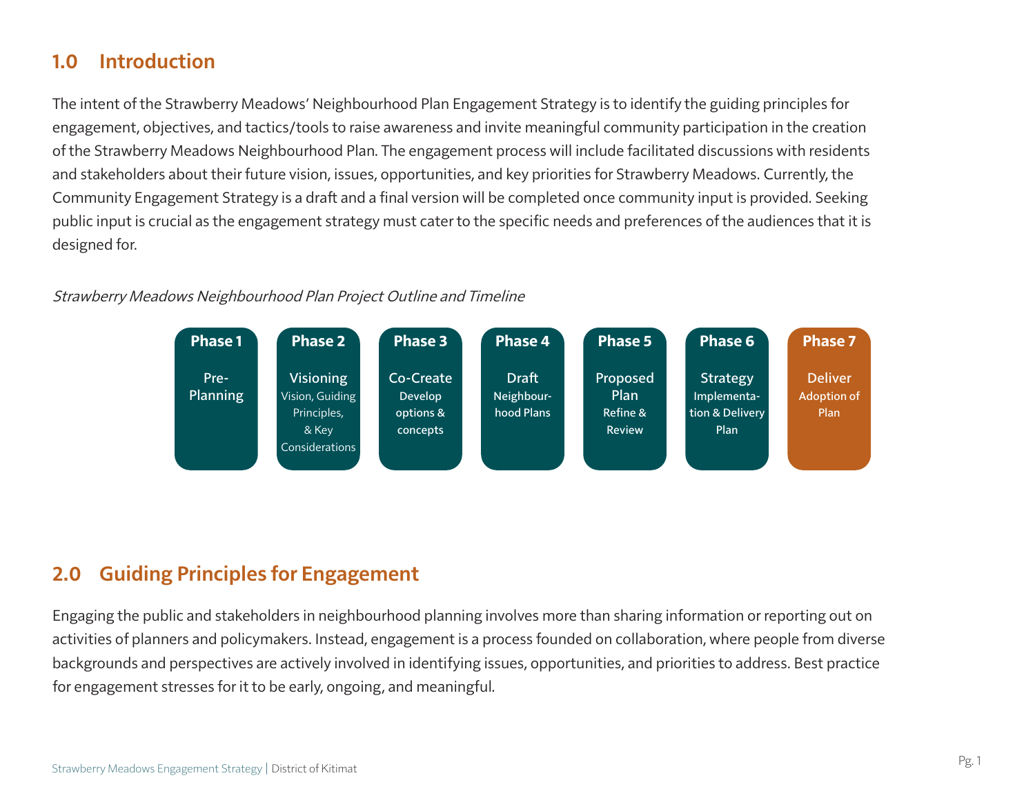## 1.0 Introduction

The intent of the Strawberry Meadows' Neighbourhood Plan Engagement Strategy is to identify the guiding principles for engagement, objectives, and tactics/tools to raise awareness and invite meaningful community participation in the creation of the Strawberry Meadows Neighbourhood Plan. The engagement process will include facilitated discussions with residents and stakeholders about their future vision, issues, opportunities, and key priorities for Strawberry Meadows. Currently, the Community Engagement Strategy is a draft and a final version will be completed once community input is provided. Seeking public input is crucial as the engagement strategy must cater to the specific needs and preferences of the audiences that it is designed for.

*Strawberry Meadows Neighbourhood Plan Project Outline and Timeline*

| Phase 1 | Phase 2 | Phase 3 | Phase 4 | Phase 5 | Phase 6 | Phase 7 |
|---|---|---|---|---|---|---|
| Pre-Planning | Visioning<br>Vision, Guiding Principles, & Key Considerations | Co-Create<br>Develop options & concepts | Draft<br>Neighbourhood Plans | Proposed Plan<br>Refine & Review | Strategy<br>Implementation & Delivery Plan | Deliver<br>Adoption of Plan |

## 2.0 Guiding Principles for Engagement

Engaging the public and stakeholders in neighbourhood planning involves more than sharing information or reporting out on activities of planners and policymakers. Instead, engagement is a process founded on collaboration, where people from diverse backgrounds and perspectives are actively involved in identifying issues, opportunities, and priorities to address. Best practice for engagement stresses for it to be early, ongoing, and meaningful.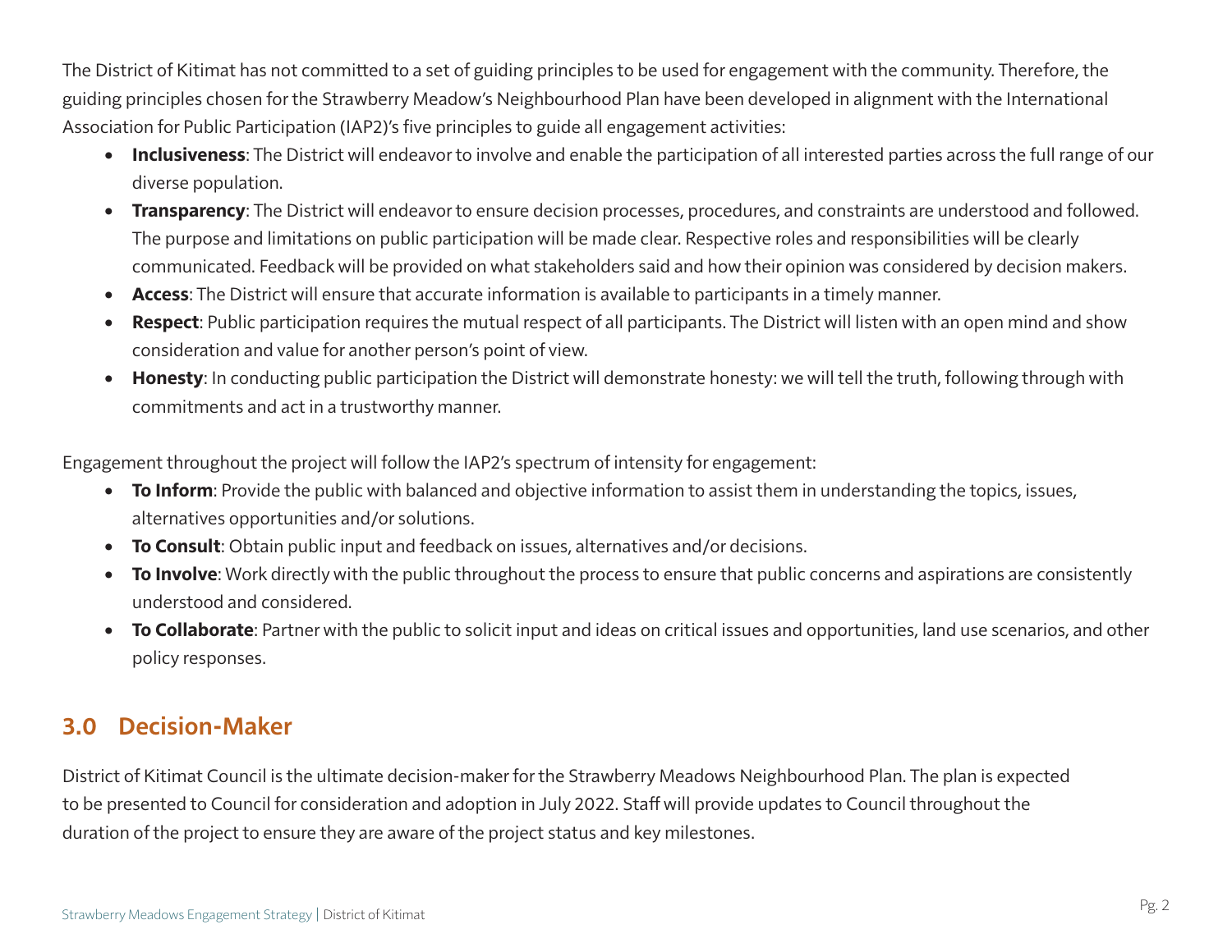The District of Kitimat has not committed to a set of guiding principles to be used for engagement with the community. Therefore, the guiding principles chosen for the Strawberry Meadow's Neighbourhood Plan have been developed in alignment with the International Association for Public Participation (IAP2)'s five principles to guide all engagement activities:

- **Inclusiveness**: The District will endeavor to involve and enable the participation of all interested parties across the full range of our diverse population.
- **Transparency**: The District will endeavor to ensure decision processes, procedures, and constraints are understood and followed. The purpose and limitations on public participation will be made clear. Respective roles and responsibilities will be clearly communicated. Feedback will be provided on what stakeholders said and how their opinion was considered by decision makers.
- **Access**: The District will ensure that accurate information is available to participants in a timely manner.
- **Respect**: Public participation requires the mutual respect of all participants. The District will listen with an open mind and show consideration and value for another person's point of view.
- **Honesty**: In conducting public participation the District will demonstrate honesty: we will tell the truth, following through with commitments and act in a trustworthy manner.

Engagement throughout the project will follow the IAP2's spectrum of intensity for engagement:

- **To Inform**: Provide the public with balanced and objective information to assist them in understanding the topics, issues, alternatives opportunities and/or solutions.
- **To Consult**: Obtain public input and feedback on issues, alternatives and/or decisions.
- **To Involve**: Work directly with the public throughout the process to ensure that public concerns and aspirations are consistently understood and considered.
- **To Collaborate**: Partner with the public to solicit input and ideas on critical issues and opportunities, land use scenarios, and other policy responses.

## 3.0 Decision-Maker

District of Kitimat Council is the ultimate decision-maker for the Strawberry Meadows Neighbourhood Plan. The plan is expected to be presented to Council for consideration and adoption in July 2022. Staff will provide updates to Council throughout the duration of the project to ensure they are aware of the project status and key milestones.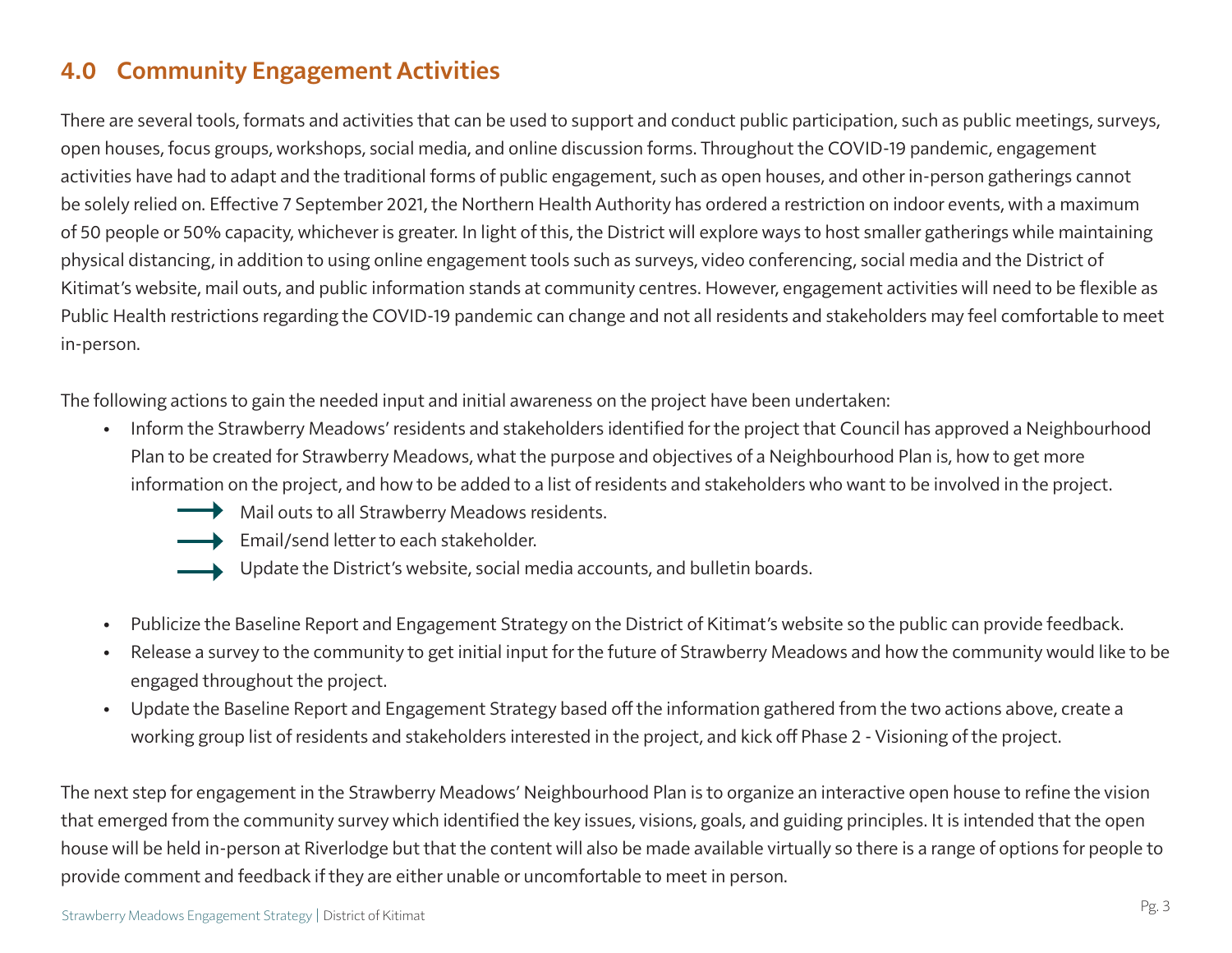## 4.0 Community Engagement Activities

There are several tools, formats and activities that can be used to support and conduct public participation, such as public meetings, surveys, open houses, focus groups, workshops, social media, and online discussion forms. Throughout the COVID-19 pandemic, engagement activities have had to adapt and the traditional forms of public engagement, such as open houses, and other in-person gatherings cannot be solely relied on. Effective 7 September 2021, the Northern Health Authority has ordered a restriction on indoor events, with a maximum of 50 people or 50% capacity, whichever is greater. In light of this, the District will explore ways to host smaller gatherings while maintaining physical distancing, in addition to using online engagement tools such as surveys, video conferencing, social media and the District of Kitimat's website, mail outs, and public information stands at community centres. However, engagement activities will need to be flexible as Public Health restrictions regarding the COVID-19 pandemic can change and not all residents and stakeholders may feel comfortable to meet in-person.

The following actions to gain the needed input and initial awareness on the project have been undertaken:

- Inform the Strawberry Meadows' residents and stakeholders identified for the project that Council has approved a Neighbourhood Plan to be created for Strawberry Meadows, what the purpose and objectives of a Neighbourhood Plan is, how to get more information on the project, and how to be added to a list of residents and stakeholders who want to be involved in the project.
  - Mail outs to all Strawberry Meadows residents.
  - Email/send letter to each stakeholder.
  - Update the District's website, social media accounts, and bulletin boards.
- Publicize the Baseline Report and Engagement Strategy on the District of Kitimat's website so the public can provide feedback.
- Release a survey to the community to get initial input for the future of Strawberry Meadows and how the community would like to be engaged throughout the project.
- Update the Baseline Report and Engagement Strategy based off the information gathered from the two actions above, create a working group list of residents and stakeholders interested in the project, and kick off Phase 2 - Visioning of the project.

The next step for engagement in the Strawberry Meadows' Neighbourhood Plan is to organize an interactive open house to refine the vision that emerged from the community survey which identified the key issues, visions, goals, and guiding principles. It is intended that the open house will be held in-person at Riverlodge but that the content will also be made available virtually so there is a range of options for people to provide comment and feedback if they are either unable or uncomfortable to meet in person.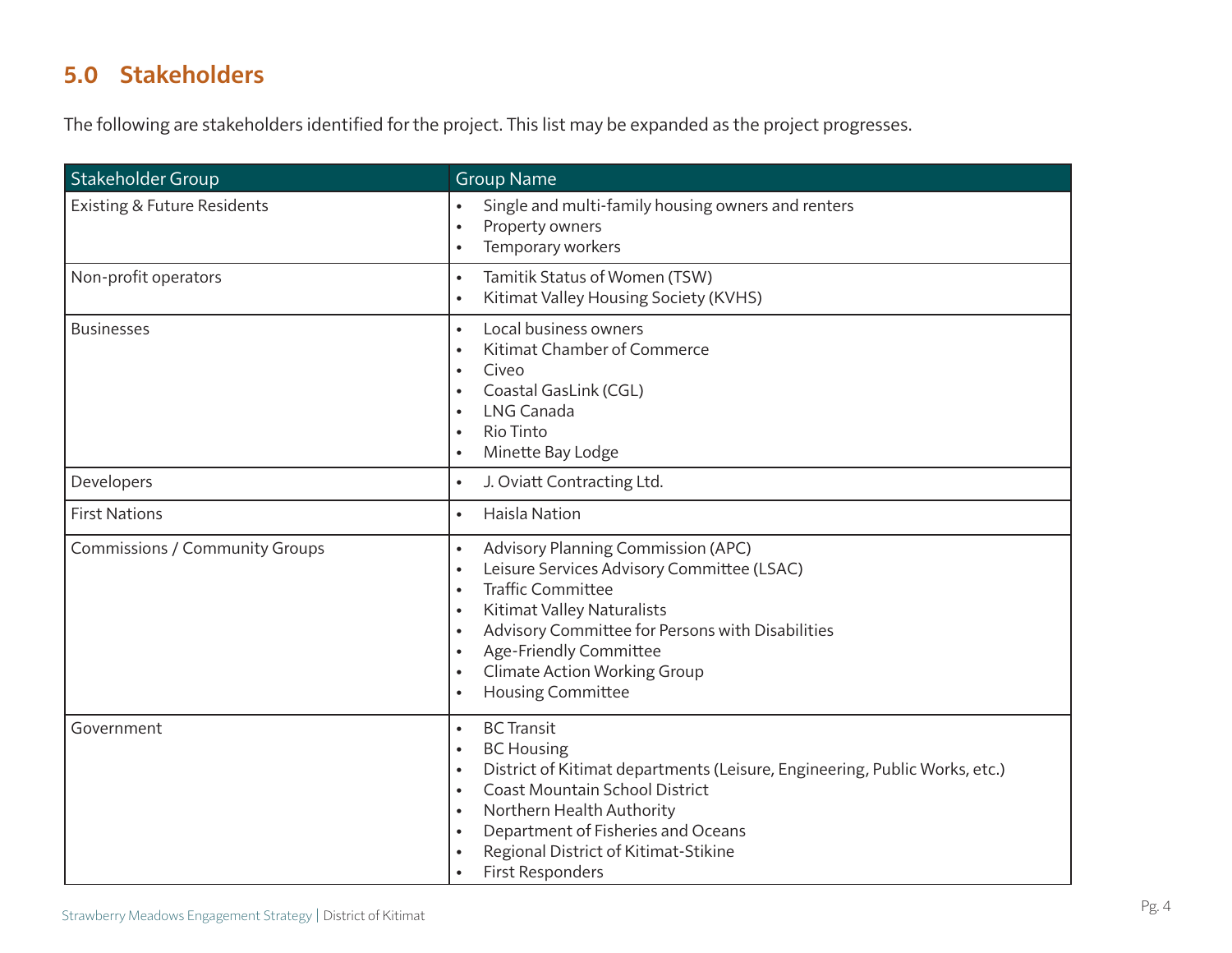## 5.0 Stakeholders

The following are stakeholders identified for the project. This list may be expanded as the project progresses.

| Stakeholder Group | Group Name |
|---|---|
| Existing & Future Residents | • Single and multi-family housing owners and renters<br>• Property owners<br>• Temporary workers |
| Non-profit operators | • Tamitik Status of Women (TSW)<br>• Kitimat Valley Housing Society (KVHS) |
| Businesses | • Local business owners<br>• Kitimat Chamber of Commerce<br>• Civeo<br>• Coastal GasLink (CGL)<br>• LNG Canada<br>• Rio Tinto<br>• Minette Bay Lodge |
| Developers | • J. Oviatt Contracting Ltd. |
| First Nations | • Haisla Nation |
| Commissions / Community Groups | • Advisory Planning Commission (APC)<br>• Leisure Services Advisory Committee (LSAC)<br>• Traffic Committee<br>• Kitimat Valley Naturalists<br>• Advisory Committee for Persons with Disabilities<br>• Age-Friendly Committee<br>• Climate Action Working Group<br>• Housing Committee |
| Government | • BC Transit<br>• BC Housing<br>• District of Kitimat departments (Leisure, Engineering, Public Works, etc.)<br>• Coast Mountain School District<br>• Northern Health Authority<br>• Department of Fisheries and Oceans<br>• Regional District of Kitimat-Stikine<br>• First Responders |